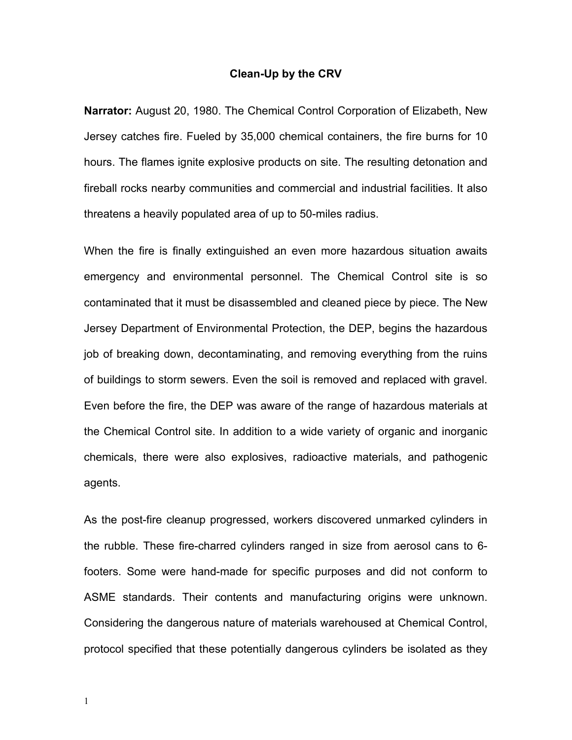# Clean-Up by the CRV

**Narrator:** August 20, 1980. The Chemical Control Corporation of Elizabeth, New Jersey catches fire. Fueled by 35,000 chemical containers, the fire burns for 10 hours. The flames ignite explosive products on site. The resulting detonation and fireball rocks nearby communities and commercial and industrial facilities. It also threatens a heavily populated area of up to 50-miles radius.

When the fire is finally extinguished an even more hazardous situation awaits emergency and environmental personnel. The Chemical Control site is so contaminated that it must be disassembled and cleaned piece by piece. The New Jersey Department of Environmental Protection, the DEP, begins the hazardous job of breaking down, decontaminating, and removing everything from the ruins of buildings to storm sewers. Even the soil is removed and replaced with gravel. Even before the fire, the DEP was aware of the range of hazardous materials at the Chemical Control site. In addition to a wide variety of organic and inorganic chemicals, there were also explosives, radioactive materials, and pathogenic agents.

As the post-fire cleanup progressed, workers discovered unmarked cylinders in the rubble. These fire-charred cylinders ranged in size from aerosol cans to 6-footers. Some were hand-made for specific purposes and did not conform to ASME standards. Their contents and manufacturing origins were unknown. Considering the dangerous nature of materials warehoused at Chemical Control, protocol specified that these potentially dangerous cylinders be isolated as they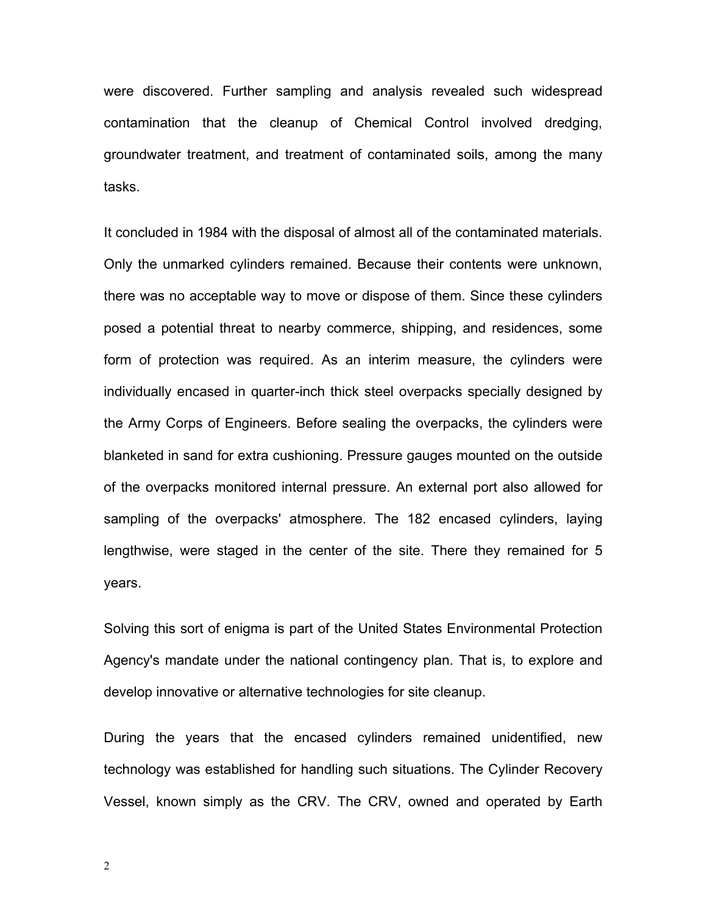were discovered. Further sampling and analysis revealed such widespread contamination that the cleanup of Chemical Control involved dredging, groundwater treatment, and treatment of contaminated soils, among the many tasks.

It concluded in 1984 with the disposal of almost all of the contaminated materials. Only the unmarked cylinders remained. Because their contents were unknown, there was no acceptable way to move or dispose of them. Since these cylinders posed a potential threat to nearby commerce, shipping, and residences, some form of protection was required. As an interim measure, the cylinders were individually encased in quarter-inch thick steel overpacks specially designed by the Army Corps of Engineers. Before sealing the overpacks, the cylinders were blanketed in sand for extra cushioning. Pressure gauges mounted on the outside of the overpacks monitored internal pressure. An external port also allowed for sampling of the overpacks' atmosphere. The 182 encased cylinders, laying lengthwise, were staged in the center of the site. There they remained for 5 years.

Solving this sort of enigma is part of the United States Environmental Protection Agency's mandate under the national contingency plan. That is, to explore and develop innovative or alternative technologies for site cleanup.

During the years that the encased cylinders remained unidentified, new technology was established for handling such situations. The Cylinder Recovery Vessel, known simply as the CRV. The CRV, owned and operated by Earth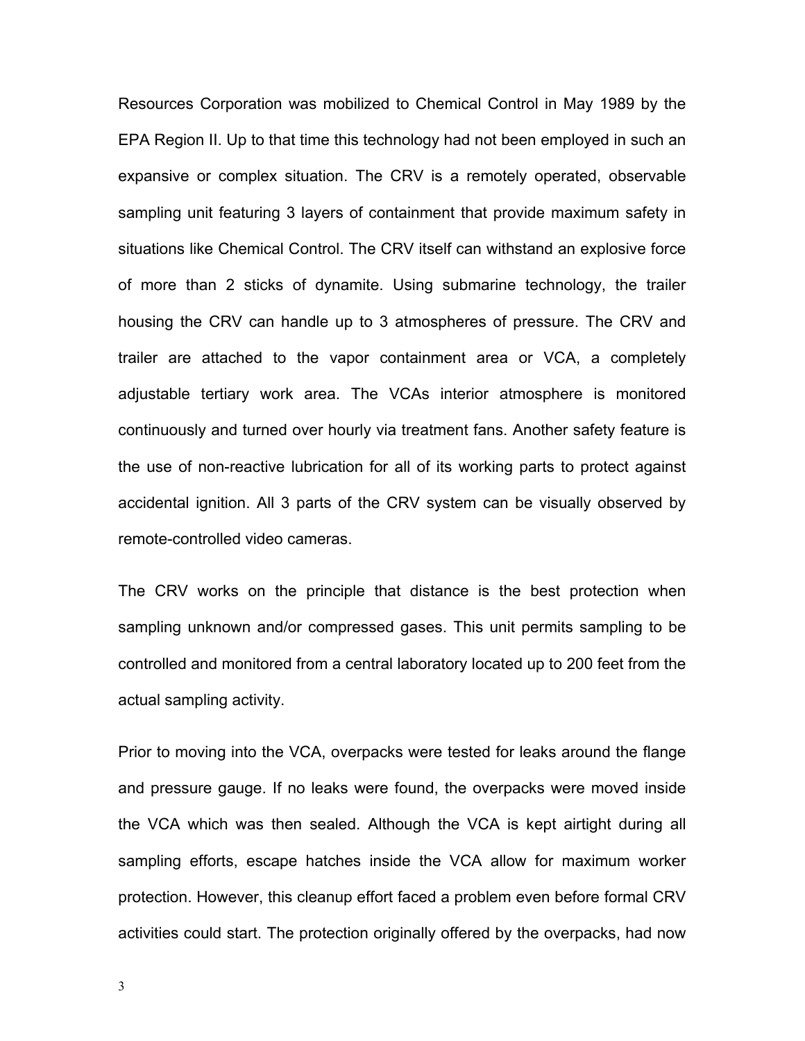Resources Corporation was mobilized to Chemical Control in May 1989 by the EPA Region II. Up to that time this technology had not been employed in such an expansive or complex situation. The CRV is a remotely operated, observable sampling unit featuring 3 layers of containment that provide maximum safety in situations like Chemical Control. The CRV itself can withstand an explosive force of more than 2 sticks of dynamite. Using submarine technology, the trailer housing the CRV can handle up to 3 atmospheres of pressure. The CRV and trailer are attached to the vapor containment area or VCA, a completely adjustable tertiary work area. The VCAs interior atmosphere is monitored continuously and turned over hourly via treatment fans. Another safety feature is the use of non-reactive lubrication for all of its working parts to protect against accidental ignition. All 3 parts of the CRV system can be visually observed by remote-controlled video cameras.

The CRV works on the principle that distance is the best protection when sampling unknown and/or compressed gases. This unit permits sampling to be controlled and monitored from a central laboratory located up to 200 feet from the actual sampling activity.

Prior to moving into the VCA, overpacks were tested for leaks around the flange and pressure gauge. If no leaks were found, the overpacks were moved inside the VCA which was then sealed. Although the VCA is kept airtight during all sampling efforts, escape hatches inside the VCA allow for maximum worker protection. However, this cleanup effort faced a problem even before formal CRV activities could start. The protection originally offered by the overpacks, had now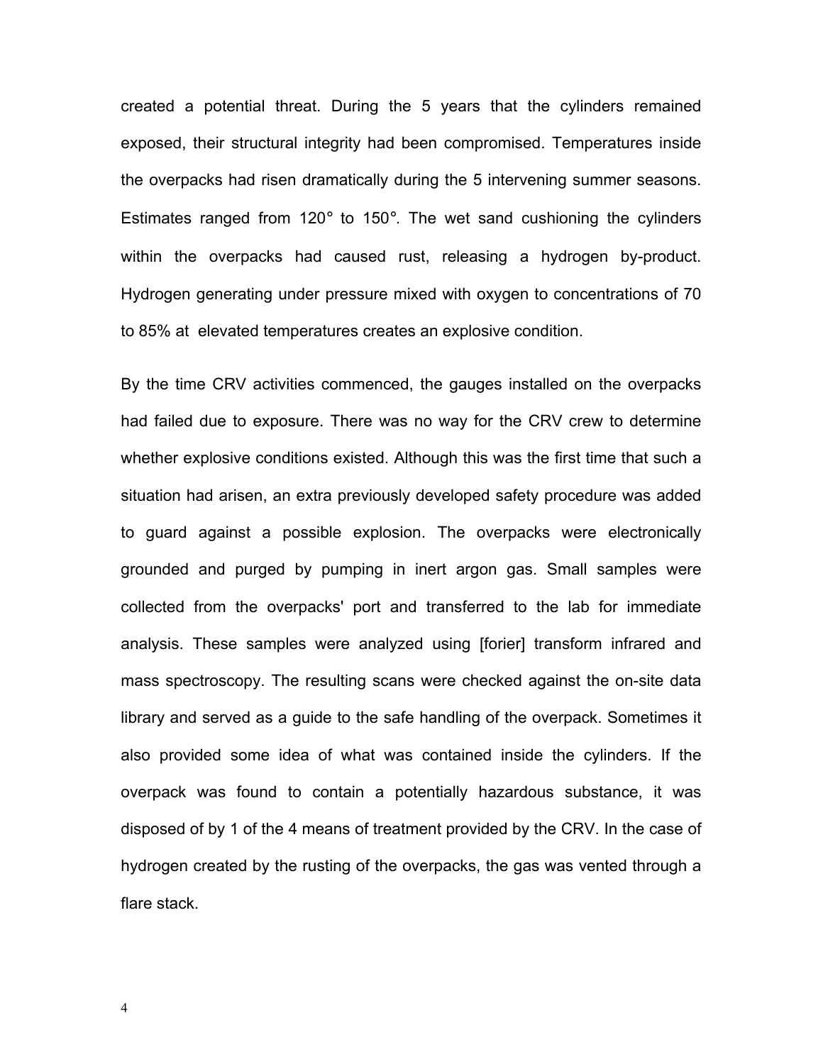created a potential threat. During the 5 years that the cylinders remained exposed, their structural integrity had been compromised. Temperatures inside the overpacks had risen dramatically during the 5 intervening summer seasons. Estimates ranged from 120° to 150°. The wet sand cushioning the cylinders within the overpacks had caused rust, releasing a hydrogen by-product. Hydrogen generating under pressure mixed with oxygen to concentrations of 70 to 85% at elevated temperatures creates an explosive condition.

By the time CRV activities commenced, the gauges installed on the overpacks had failed due to exposure. There was no way for the CRV crew to determine whether explosive conditions existed. Although this was the first time that such a situation had arisen, an extra previously developed safety procedure was added to guard against a possible explosion. The overpacks were electronically grounded and purged by pumping in inert argon gas. Small samples were collected from the overpacks' port and transferred to the lab for immediate analysis. These samples were analyzed using [forier] transform infrared and mass spectroscopy. The resulting scans were checked against the on-site data library and served as a guide to the safe handling of the overpack. Sometimes it also provided some idea of what was contained inside the cylinders. If the overpack was found to contain a potentially hazardous substance, it was disposed of by 1 of the 4 means of treatment provided by the CRV. In the case of hydrogen created by the rusting of the overpacks, the gas was vented through a flare stack.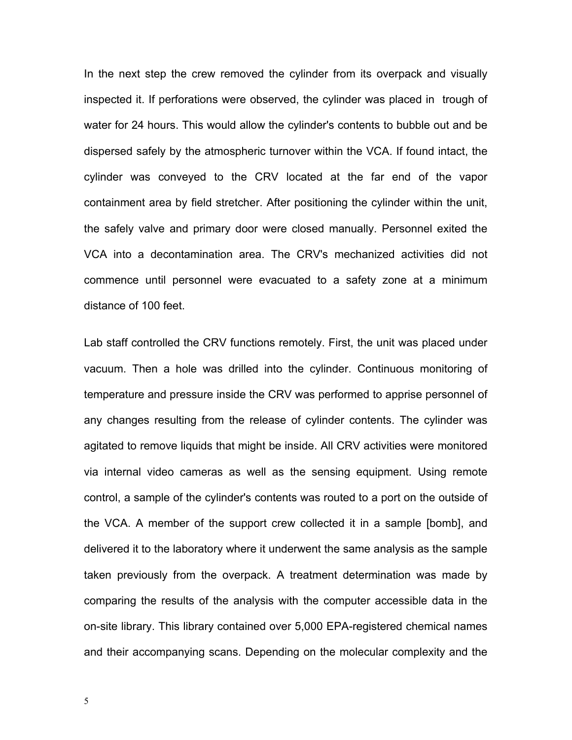In the next step the crew removed the cylinder from its overpack and visually inspected it. If perforations were observed, the cylinder was placed in trough of water for 24 hours. This would allow the cylinder's contents to bubble out and be dispersed safely by the atmospheric turnover within the VCA. If found intact, the cylinder was conveyed to the CRV located at the far end of the vapor containment area by field stretcher. After positioning the cylinder within the unit, the safely valve and primary door were closed manually. Personnel exited the VCA into a decontamination area. The CRV's mechanized activities did not commence until personnel were evacuated to a safety zone at a minimum distance of 100 feet.

Lab staff controlled the CRV functions remotely. First, the unit was placed under vacuum. Then a hole was drilled into the cylinder. Continuous monitoring of temperature and pressure inside the CRV was performed to apprise personnel of any changes resulting from the release of cylinder contents. The cylinder was agitated to remove liquids that might be inside. All CRV activities were monitored via internal video cameras as well as the sensing equipment. Using remote control, a sample of the cylinder's contents was routed to a port on the outside of the VCA. A member of the support crew collected it in a sample [bomb], and delivered it to the laboratory where it underwent the same analysis as the sample taken previously from the overpack. A treatment determination was made by comparing the results of the analysis with the computer accessible data in the on-site library. This library contained over 5,000 EPA-registered chemical names and their accompanying scans. Depending on the molecular complexity and the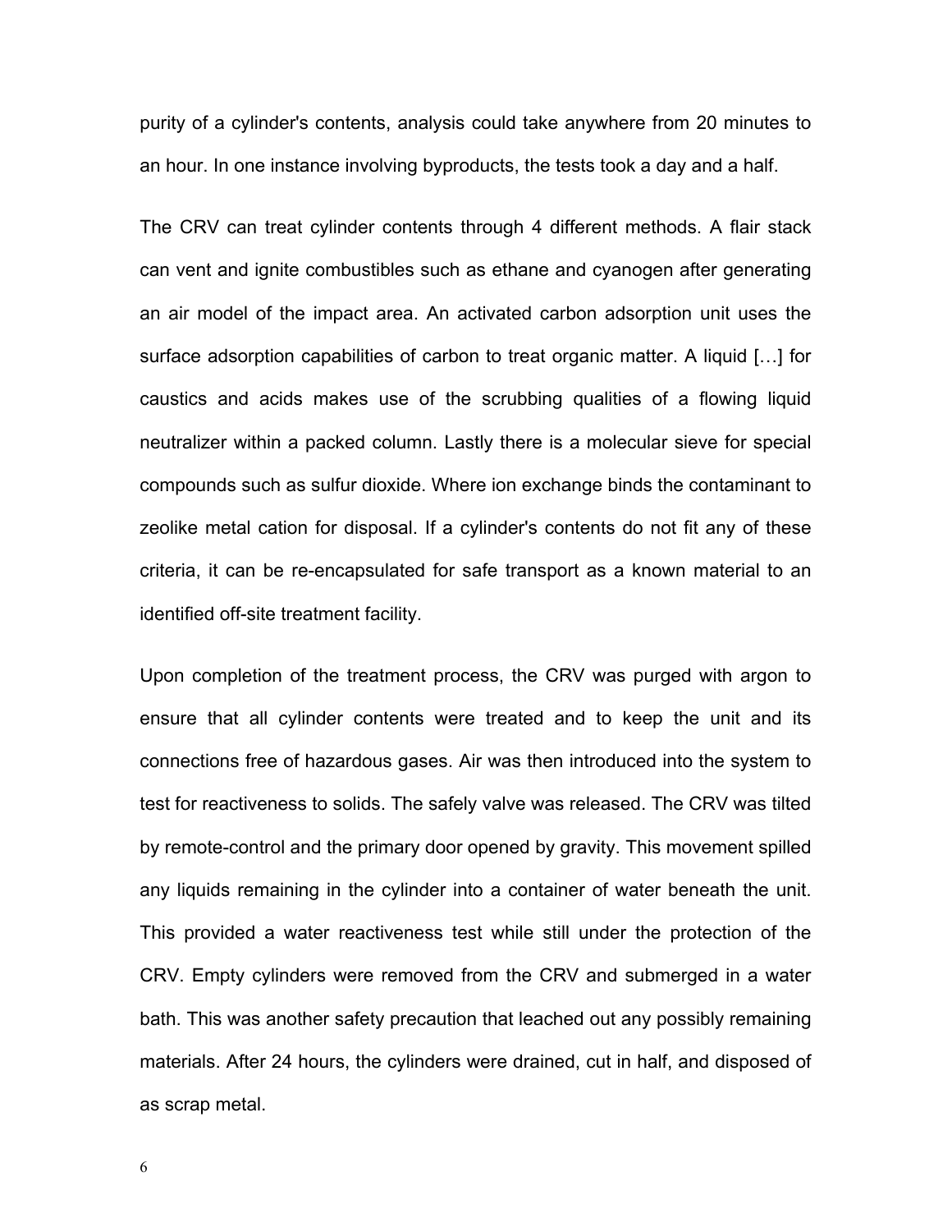purity of a cylinder's contents, analysis could take anywhere from 20 minutes to an hour. In one instance involving byproducts, the tests took a day and a half.

The CRV can treat cylinder contents through 4 different methods. A flair stack can vent and ignite combustibles such as ethane and cyanogen after generating an air model of the impact area. An activated carbon adsorption unit uses the surface adsorption capabilities of carbon to treat organic matter. A liquid […] for caustics and acids makes use of the scrubbing qualities of a flowing liquid neutralizer within a packed column. Lastly there is a molecular sieve for special compounds such as sulfur dioxide. Where ion exchange binds the contaminant to zeolike metal cation for disposal. If a cylinder's contents do not fit any of these criteria, it can be re-encapsulated for safe transport as a known material to an identified off-site treatment facility.

Upon completion of the treatment process, the CRV was purged with argon to ensure that all cylinder contents were treated and to keep the unit and its connections free of hazardous gases. Air was then introduced into the system to test for reactiveness to solids. The safely valve was released. The CRV was tilted by remote-control and the primary door opened by gravity. This movement spilled any liquids remaining in the cylinder into a container of water beneath the unit. This provided a water reactiveness test while still under the protection of the CRV. Empty cylinders were removed from the CRV and submerged in a water bath. This was another safety precaution that leached out any possibly remaining materials. After 24 hours, the cylinders were drained, cut in half, and disposed of as scrap metal.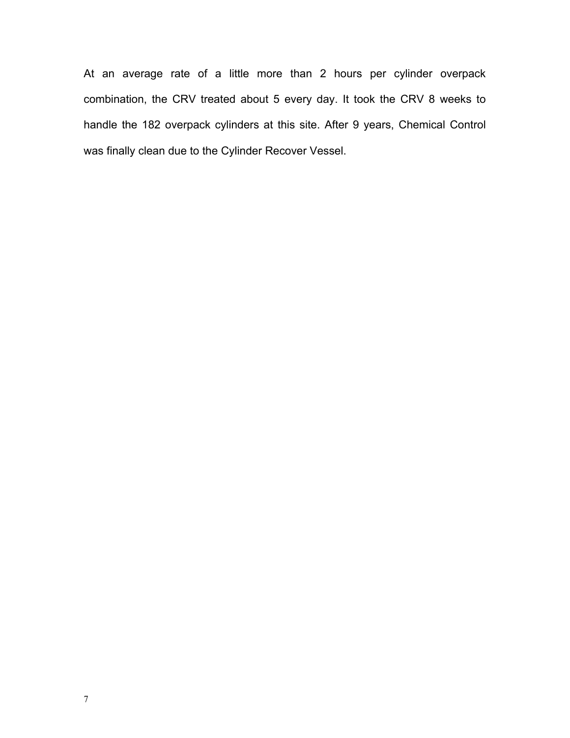At an average rate of a little more than 2 hours per cylinder overpack combination, the CRV treated about 5 every day. It took the CRV 8 weeks to handle the 182 overpack cylinders at this site. After 9 years, Chemical Control was finally clean due to the Cylinder Recover Vessel.